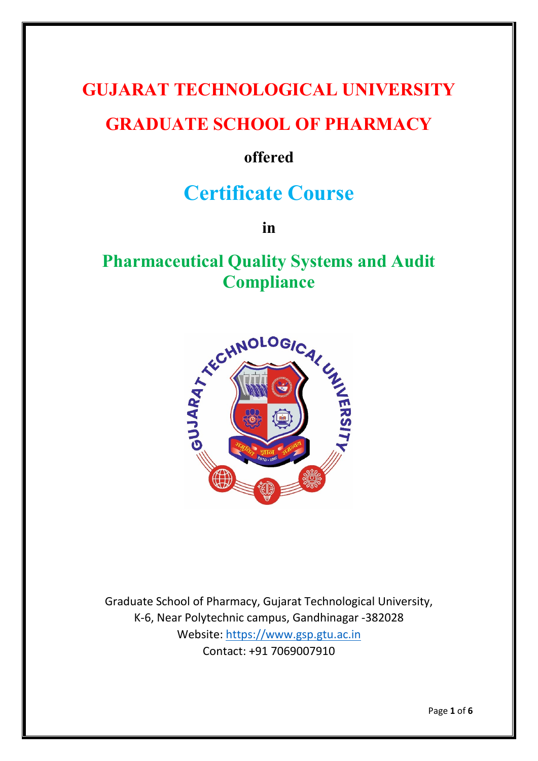# GUJARAT TECHNOLOGICAL UNIVERSITY

# GRADUATE SCHOOL OF PHARMACY

**offered**

# Certificate Course

**in**

# Pharmaceutical Quality Systems and Audit Compliance

Graduate School of Pharmacy, Gujarat Technological University,
K-6, Near Polytechnic campus, Gandhinagar -382028
Website: https://www.gsp.gtu.ac.in
Contact: +91 7069007910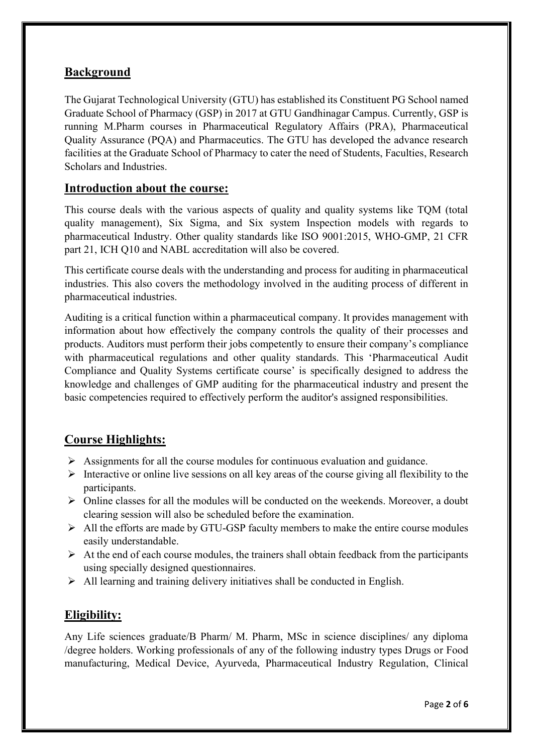## Background

The Gujarat Technological University (GTU) has established its Constituent PG School named Graduate School of Pharmacy (GSP) in 2017 at GTU Gandhinagar Campus. Currently, GSP is running M.Pharm courses in Pharmaceutical Regulatory Affairs (PRA), Pharmaceutical Quality Assurance (PQA) and Pharmaceutics. The GTU has developed the advance research facilities at the Graduate School of Pharmacy to cater the need of Students, Faculties, Research Scholars and Industries.

## Introduction about the course:

This course deals with the various aspects of quality and quality systems like TQM (total quality management), Six Sigma, and Six system Inspection models with regards to pharmaceutical Industry. Other quality standards like ISO 9001:2015, WHO-GMP, 21 CFR part 21, ICH Q10 and NABL accreditation will also be covered.

This certificate course deals with the understanding and process for auditing in pharmaceutical industries. This also covers the methodology involved in the auditing process of different in pharmaceutical industries.

Auditing is a critical function within a pharmaceutical company. It provides management with information about how effectively the company controls the quality of their processes and products. Auditors must perform their jobs competently to ensure their company's compliance with pharmaceutical regulations and other quality standards. This 'Pharmaceutical Audit Compliance and Quality Systems certificate course' is specifically designed to address the knowledge and challenges of GMP auditing for the pharmaceutical industry and present the basic competencies required to effectively perform the auditor's assigned responsibilities.

## Course Highlights:

- Assignments for all the course modules for continuous evaluation and guidance.
- Interactive or online live sessions on all key areas of the course giving all flexibility to the participants.
- Online classes for all the modules will be conducted on the weekends. Moreover, a doubt clearing session will also be scheduled before the examination.
- All the efforts are made by GTU-GSP faculty members to make the entire course modules easily understandable.
- At the end of each course modules, the trainers shall obtain feedback from the participants using specially designed questionnaires.
- All learning and training delivery initiatives shall be conducted in English.

## Eligibility:

Any Life sciences graduate/B Pharm/ M. Pharm, MSc in science disciplines/ any diploma /degree holders. Working professionals of any of the following industry types Drugs or Food manufacturing, Medical Device, Ayurveda, Pharmaceutical Industry Regulation, Clinical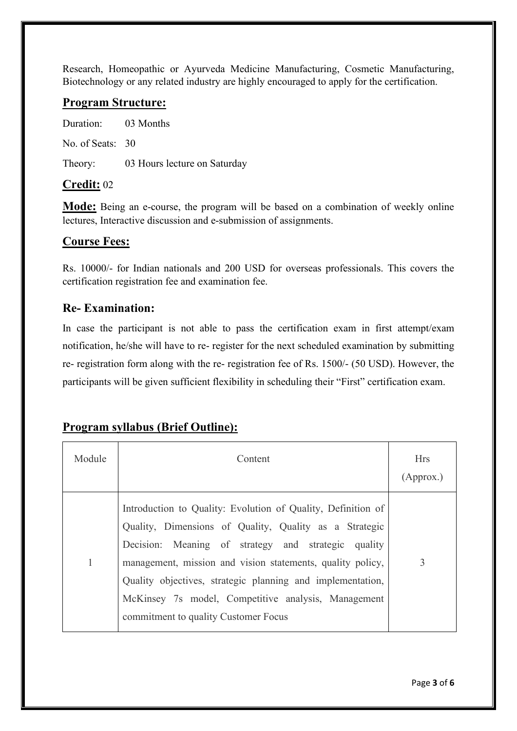Research, Homeopathic or Ayurveda Medicine Manufacturing, Cosmetic Manufacturing, Biotechnology or any related industry are highly encouraged to apply for the certification.

## Program Structure:

Duration: 03 Months

No. of Seats: 30

Theory: 03 Hours lecture on Saturday

## Credit: 02

**Mode:** Being an e-course, the program will be based on a combination of weekly online lectures, Interactive discussion and e-submission of assignments.

## Course Fees:

Rs. 10000/- for Indian nationals and 200 USD for overseas professionals. This covers the certification registration fee and examination fee.

## Re- Examination:

In case the participant is not able to pass the certification exam in first attempt/exam notification, he/she will have to re- register for the next scheduled examination by submitting re- registration form along with the re- registration fee of Rs. 1500/- (50 USD). However, the participants will be given sufficient flexibility in scheduling their "First" certification exam.

## Program syllabus (Brief Outline):

| Module | Content | Hrs (Approx.) |
|---|---|---|
| 1 | Introduction to Quality: Evolution of Quality, Definition of Quality, Dimensions of Quality, Quality as a Strategic Decision: Meaning of strategy and strategic quality management, mission and vision statements, quality policy, Quality objectives, strategic planning and implementation, McKinsey 7s model, Competitive analysis, Management commitment to quality Customer Focus | 3 |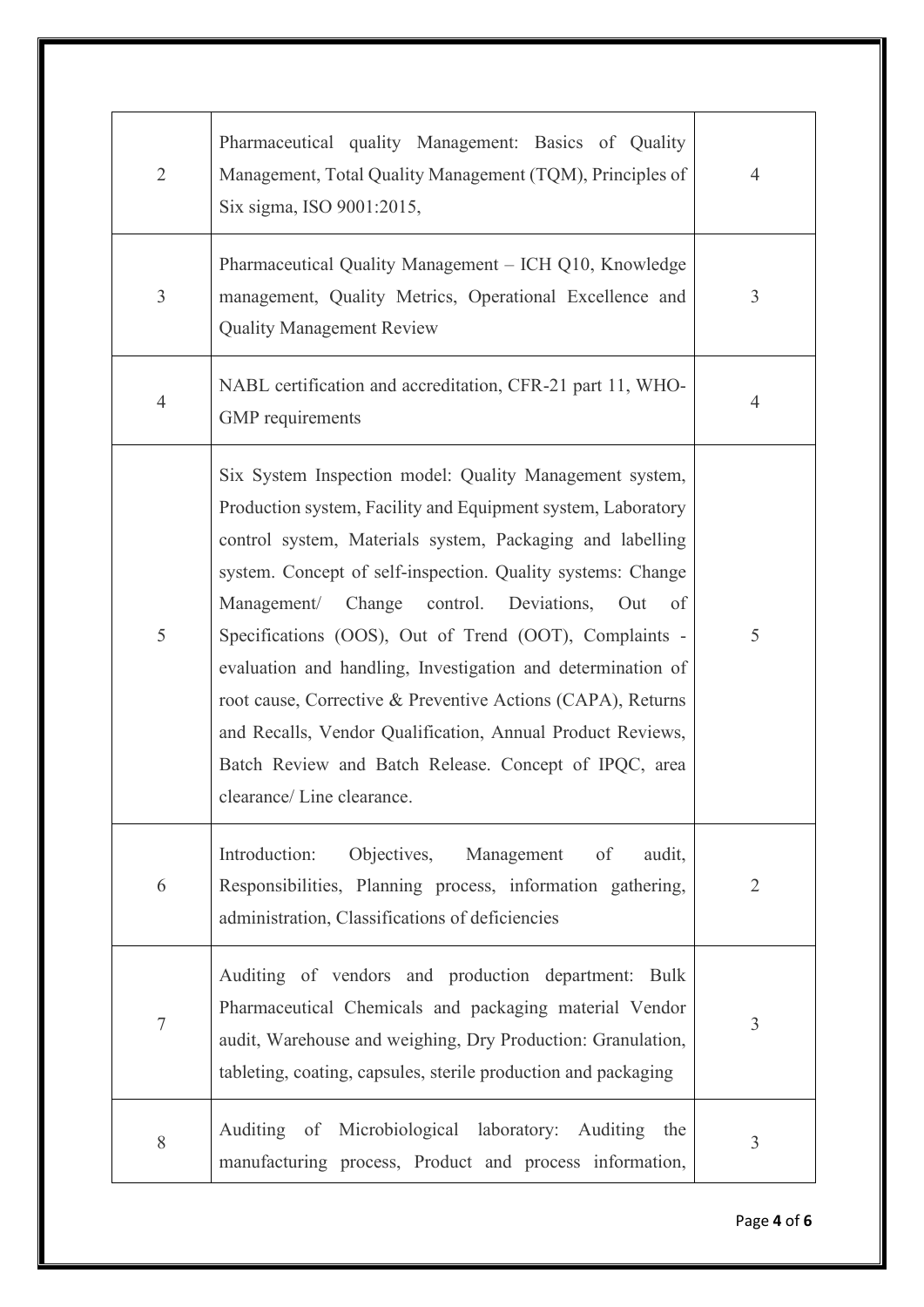| | | |
|---|---|---|
| 2 | Pharmaceutical quality Management: Basics of Quality Management, Total Quality Management (TQM), Principles of Six sigma, ISO 9001:2015, | 4 |
| 3 | Pharmaceutical Quality Management – ICH Q10, Knowledge management, Quality Metrics, Operational Excellence and Quality Management Review | 3 |
| 4 | NABL certification and accreditation, CFR-21 part 11, WHO-GMP requirements | 4 |
| 5 | Six System Inspection model: Quality Management system, Production system, Facility and Equipment system, Laboratory control system, Materials system, Packaging and labelling system. Concept of self-inspection. Quality systems: Change Management/ Change control. Deviations, Out of Specifications (OOS), Out of Trend (OOT), Complaints - evaluation and handling, Investigation and determination of root cause, Corrective & Preventive Actions (CAPA), Returns and Recalls, Vendor Qualification, Annual Product Reviews, Batch Review and Batch Release. Concept of IPQC, area clearance/ Line clearance. | 5 |
| 6 | Introduction: Objectives, Management of audit, Responsibilities, Planning process, information gathering, administration, Classifications of deficiencies | 2 |
| 7 | Auditing of vendors and production department: Bulk Pharmaceutical Chemicals and packaging material Vendor audit, Warehouse and weighing, Dry Production: Granulation, tableting, coating, capsules, sterile production and packaging | 3 |
| 8 | Auditing of Microbiological laboratory: Auditing the manufacturing process, Product and process information, | 3 |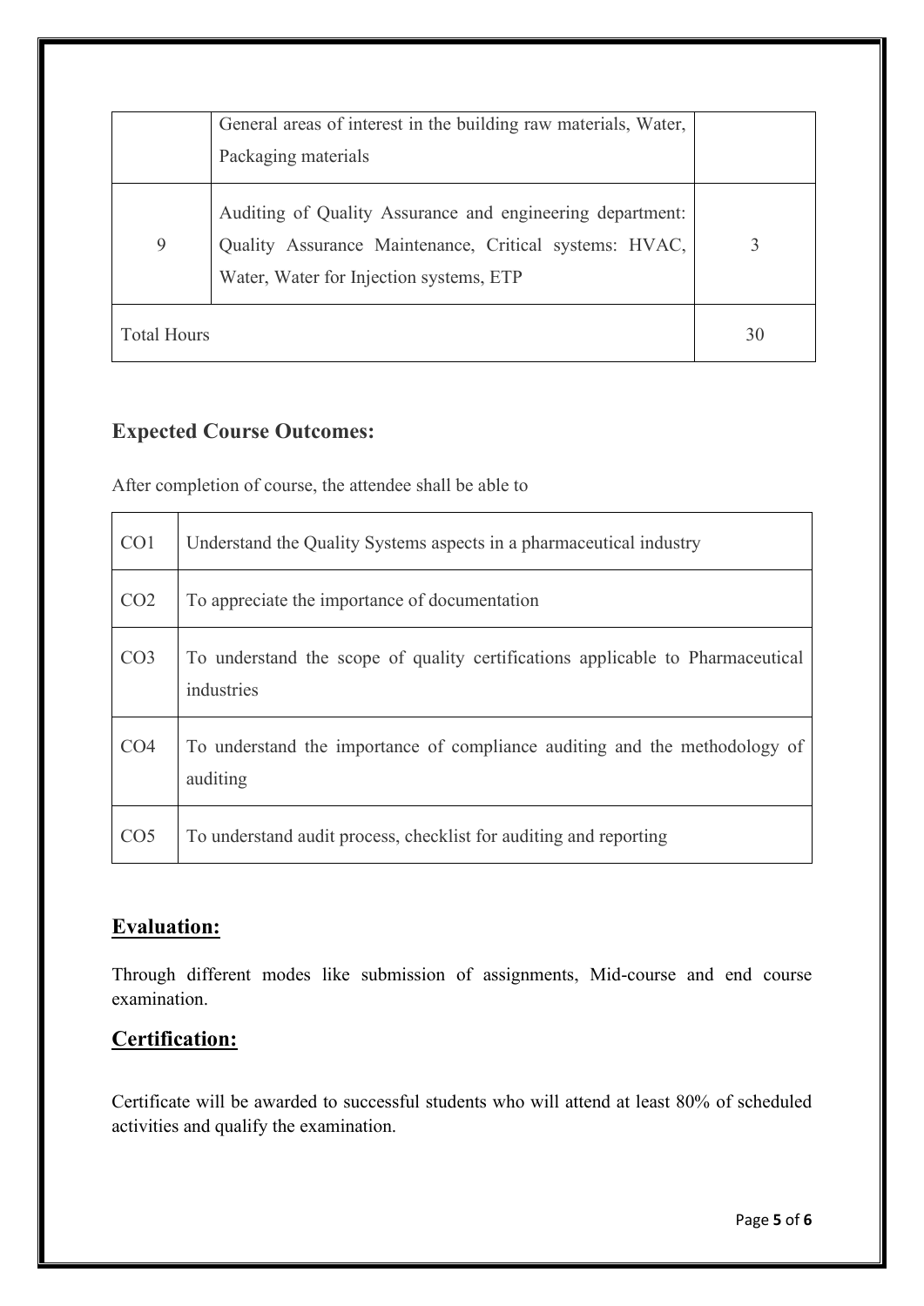| | | |
|---|---|---|
| | General areas of interest in the building raw materials, Water, Packaging materials | |
| 9 | Auditing of Quality Assurance and engineering department: Quality Assurance Maintenance, Critical systems: HVAC, Water, Water for Injection systems, ETP | 3 |
| Total Hours | | 30 |

## Expected Course Outcomes:

After completion of course, the attendee shall be able to

| | |
|---|---|
| CO1 | Understand the Quality Systems aspects in a pharmaceutical industry |
| CO2 | To appreciate the importance of documentation |
| CO3 | To understand the scope of quality certifications applicable to Pharmaceutical industries |
| CO4 | To understand the importance of compliance auditing and the methodology of auditing |
| CO5 | To understand audit process, checklist for auditing and reporting |

## Evaluation:

Through different modes like submission of assignments, Mid-course and end course examination.

## Certification:

Certificate will be awarded to successful students who will attend at least 80% of scheduled activities and qualify the examination.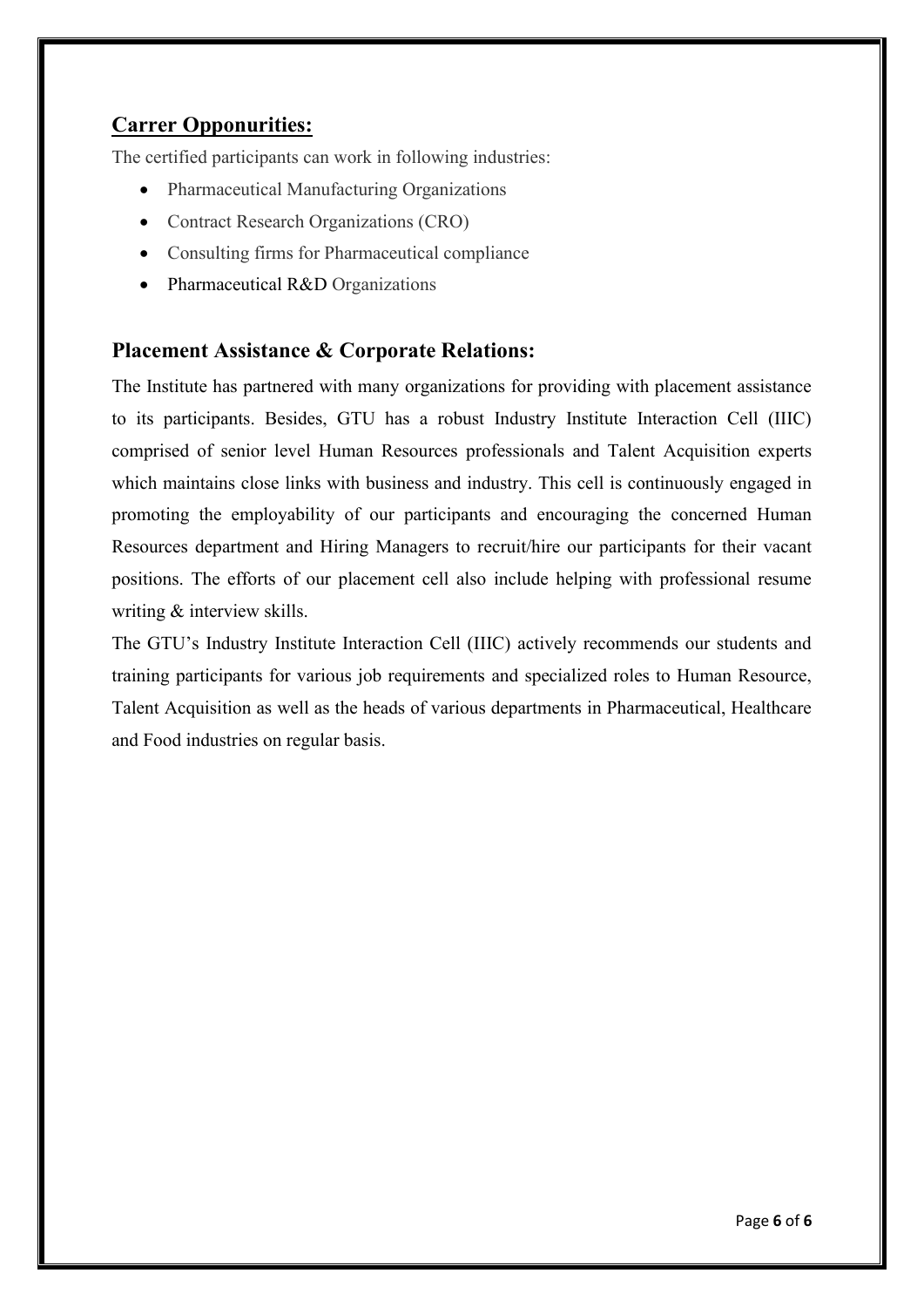## Carrer Opponurities:

The certified participants can work in following industries:

- Pharmaceutical Manufacturing Organizations
- Contract Research Organizations (CRO)
- Consulting firms for Pharmaceutical compliance
- Pharmaceutical R&D Organizations

## Placement Assistance & Corporate Relations:

The Institute has partnered with many organizations for providing with placement assistance to its participants. Besides, GTU has a robust Industry Institute Interaction Cell (IIIC) comprised of senior level Human Resources professionals and Talent Acquisition experts which maintains close links with business and industry. This cell is continuously engaged in promoting the employability of our participants and encouraging the concerned Human Resources department and Hiring Managers to recruit/hire our participants for their vacant positions. The efforts of our placement cell also include helping with professional resume writing & interview skills.

The GTU's Industry Institute Interaction Cell (IIIC) actively recommends our students and training participants for various job requirements and specialized roles to Human Resource, Talent Acquisition as well as the heads of various departments in Pharmaceutical, Healthcare and Food industries on regular basis.